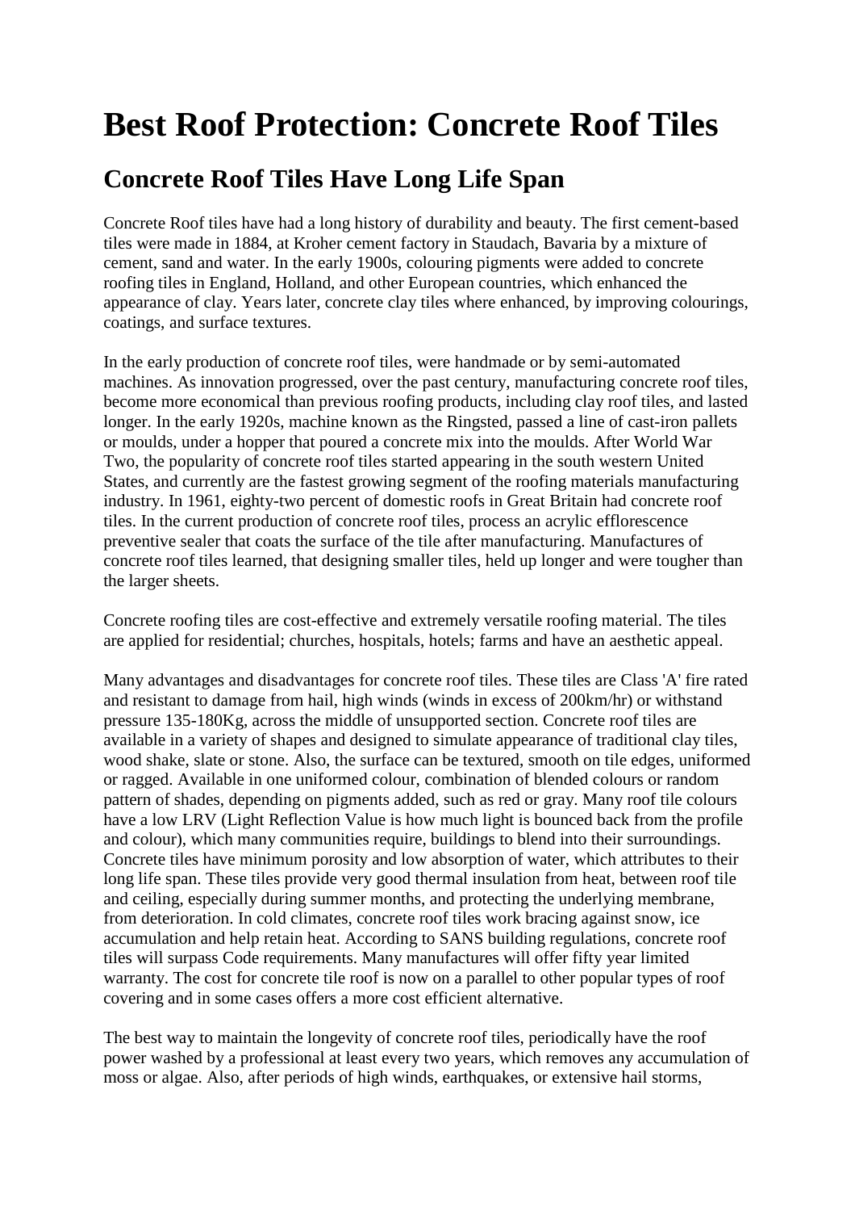# Best Roof Protection: Concrete Roof Tiles

## Concrete Roof Tiles Have Long Life Span

Concrete Roof tiles have had a long history of durability and beauty. The first cement-based tiles were made in 1884, at Kroher cement factory in Staudach, Bavaria by a mixture of cement, sand and water. In the early 1900s, colouring pigments were added to concrete roofing tiles in England, Holland, and other European countries, which enhanced the appearance of clay. Years later, concrete clay tiles where enhanced, by improving colourings, coatings, and surface textures.

In the early production of concrete roof tiles, were handmade or by semi-automated machines. As innovation progressed, over the past century, manufacturing concrete roof tiles, become more economical than previous roofing products, including clay roof tiles, and lasted longer. In the early 1920s, machine known as the Ringsted, passed a line of cast-iron pallets or moulds, under a hopper that poured a concrete mix into the moulds. After World War Two, the popularity of concrete roof tiles started appearing in the south western United States, and currently are the fastest growing segment of the roofing materials manufacturing industry. In 1961, eighty-two percent of domestic roofs in Great Britain had concrete roof tiles. In the current production of concrete roof tiles, process an acrylic efflorescence preventive sealer that coats the surface of the tile after manufacturing. Manufactures of concrete roof tiles learned, that designing smaller tiles, held up longer and were tougher than the larger sheets.

Concrete roofing tiles are cost-effective and extremely versatile roofing material. The tiles are applied for residential; churches, hospitals, hotels; farms and have an aesthetic appeal.

Many advantages and disadvantages for concrete roof tiles. These tiles are Class 'A' fire rated and resistant to damage from hail, high winds (winds in excess of 200km/hr) or withstand pressure 135-180Kg, across the middle of unsupported section. Concrete roof tiles are available in a variety of shapes and designed to simulate appearance of traditional clay tiles, wood shake, slate or stone. Also, the surface can be textured, smooth on tile edges, uniformed or ragged. Available in one uniformed colour, combination of blended colours or random pattern of shades, depending on pigments added, such as red or gray. Many roof tile colours have a low LRV (Light Reflection Value is how much light is bounced back from the profile and colour), which many communities require, buildings to blend into their surroundings. Concrete tiles have minimum porosity and low absorption of water, which attributes to their long life span. These tiles provide very good thermal insulation from heat, between roof tile and ceiling, especially during summer months, and protecting the underlying membrane, from deterioration. In cold climates, concrete roof tiles work bracing against snow, ice accumulation and help retain heat. According to SANS building regulations, concrete roof tiles will surpass Code requirements. Many manufactures will offer fifty year limited warranty. The cost for concrete tile roof is now on a parallel to other popular types of roof covering and in some cases offers a more cost efficient alternative.

The best way to maintain the longevity of concrete roof tiles, periodically have the roof power washed by a professional at least every two years, which removes any accumulation of moss or algae. Also, after periods of high winds, earthquakes, or extensive hail storms,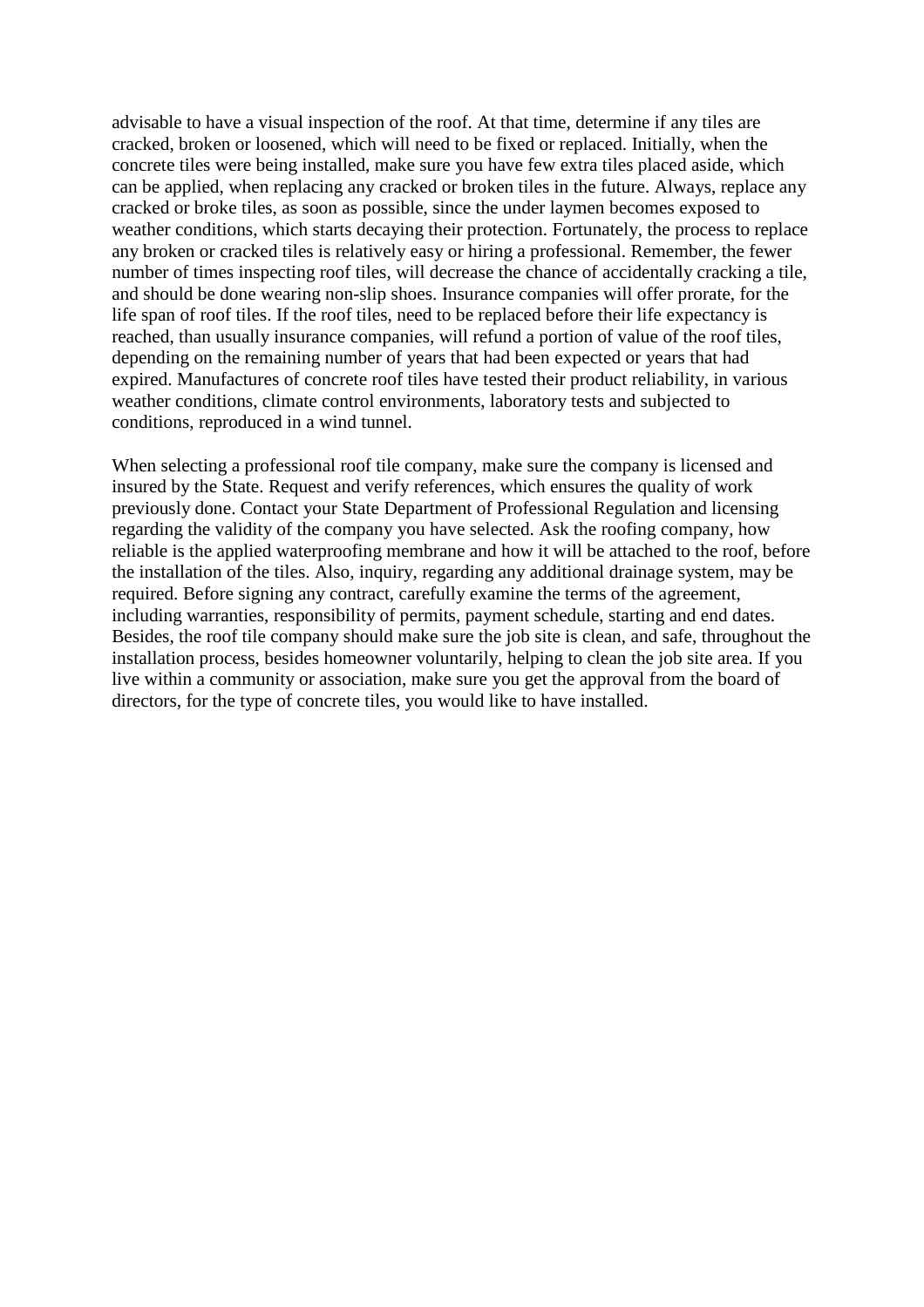advisable to have a visual inspection of the roof. At that time, determine if any tiles are cracked, broken or loosened, which will need to be fixed or replaced. Initially, when the concrete tiles were being installed, make sure you have few extra tiles placed aside, which can be applied, when replacing any cracked or broken tiles in the future. Always, replace any cracked or broke tiles, as soon as possible, since the under laymen becomes exposed to weather conditions, which starts decaying their protection. Fortunately, the process to replace any broken or cracked tiles is relatively easy or hiring a professional. Remember, the fewer number of times inspecting roof tiles, will decrease the chance of accidentally cracking a tile, and should be done wearing non-slip shoes. Insurance companies will offer prorate, for the life span of roof tiles. If the roof tiles, need to be replaced before their life expectancy is reached, than usually insurance companies, will refund a portion of value of the roof tiles, depending on the remaining number of years that had been expected or years that had expired. Manufactures of concrete roof tiles have tested their product reliability, in various weather conditions, climate control environments, laboratory tests and subjected to conditions, reproduced in a wind tunnel.

When selecting a professional roof tile company, make sure the company is licensed and insured by the State. Request and verify references, which ensures the quality of work previously done. Contact your State Department of Professional Regulation and licensing regarding the validity of the company you have selected. Ask the roofing company, how reliable is the applied waterproofing membrane and how it will be attached to the roof, before the installation of the tiles. Also, inquiry, regarding any additional drainage system, may be required. Before signing any contract, carefully examine the terms of the agreement, including warranties, responsibility of permits, payment schedule, starting and end dates. Besides, the roof tile company should make sure the job site is clean, and safe, throughout the installation process, besides homeowner voluntarily, helping to clean the job site area. If you live within a community or association, make sure you get the approval from the board of directors, for the type of concrete tiles, you would like to have installed.